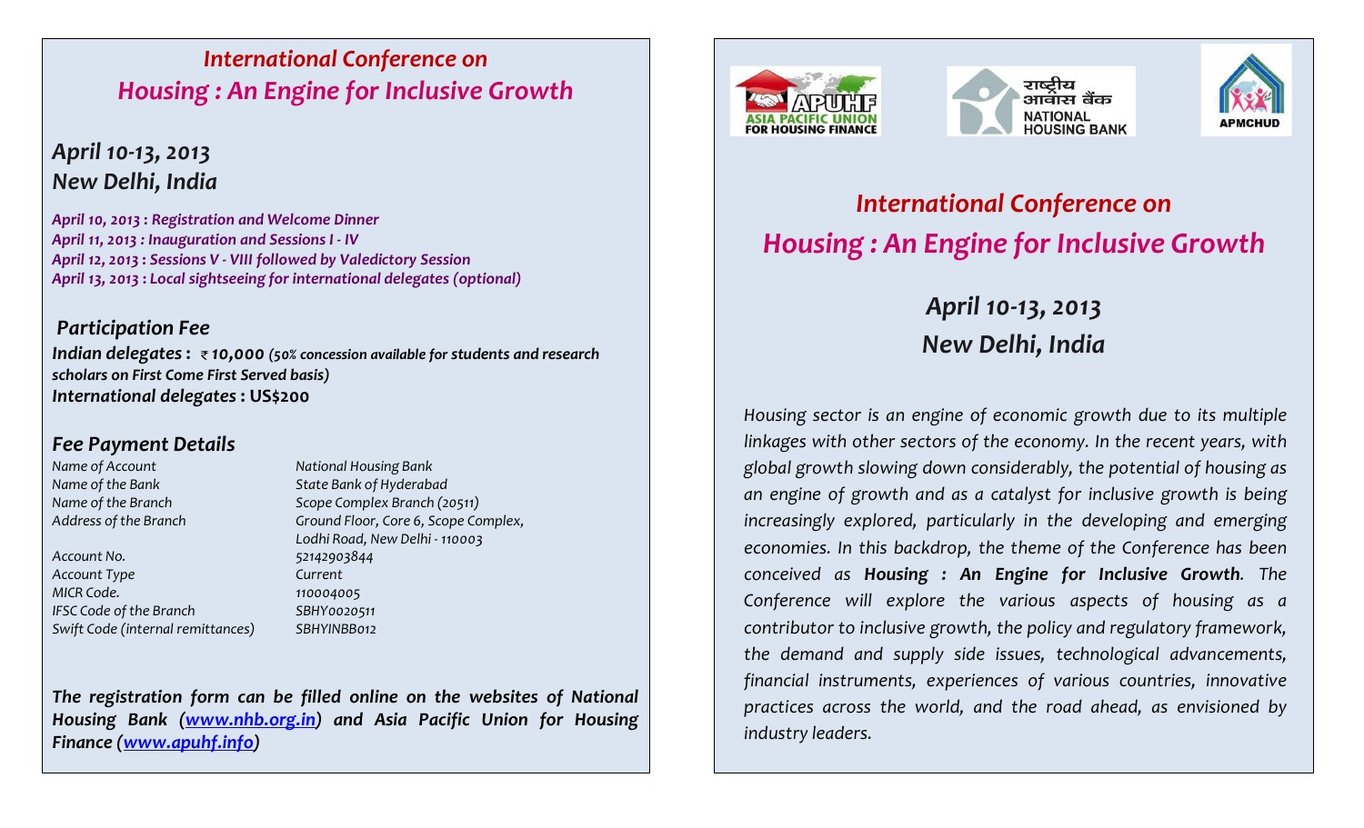# International Conference on Housing : An Engine for Inclusive Growth

## April 10-13, 2013
## New Delhi, India

*April 10, 2013 : Registration and Welcome Dinner*
*April 11, 2013 : Inauguration and Sessions I - IV*
*April 12, 2013 : Sessions V - VIII followed by Valedictory Session*
*April 13, 2013 : Local sightseeing for international delegates (optional)*

### Participation Fee

***Indian delegates :*** **₹ 10,000** ***(50% concession available for students and research scholars on First Come First Served basis)***
***International delegates :*** **US$200**

### Fee Payment Details

| | |
|---|---|
| Name of Account | National Housing Bank |
| Name of the Bank | State Bank of Hyderabad |
| Name of the Branch | Scope Complex Branch (20511) |
| Address of the Branch | Ground Floor, Core 6, Scope Complex, Lodhi Road, New Delhi - 110003 |
| Account No. | 52142903844 |
| Account Type | Current |
| MICR Code. | 110004005 |
| IFSC Code of the Branch | SBHY0020511 |
| Swift Code (internal remittances) | SBHYINBB012 |

***The registration form can be filled online on the websites of National Housing Bank ([www.nhb.org.in](http://www.nhb.org.in)) and Asia Pacific Union for Housing Finance ([www.apuhf.info](http://www.apuhf.info))***

APUHF ASIA PACIFIC UNION FOR HOUSING FINANCE

राष्ट्रीय आवास बैंक NATIONAL HOUSING BANK

APMCHUD

# International Conference on Housing : An Engine for Inclusive Growth

## April 10-13, 2013
## New Delhi, India

*Housing sector is an engine of economic growth due to its multiple linkages with other sectors of the economy. In the recent years, with global growth slowing down considerably, the potential of housing as an engine of growth and as a catalyst for inclusive growth is being increasingly explored, particularly in the developing and emerging economies. In this backdrop, the theme of the Conference has been conceived as **Housing : An Engine for Inclusive Growth**. The Conference will explore the various aspects of housing as a contributor to inclusive growth, the policy and regulatory framework, the demand and supply side issues, technological advancements, financial instruments, experiences of various countries, innovative practices across the world, and the road ahead, as envisioned by industry leaders.*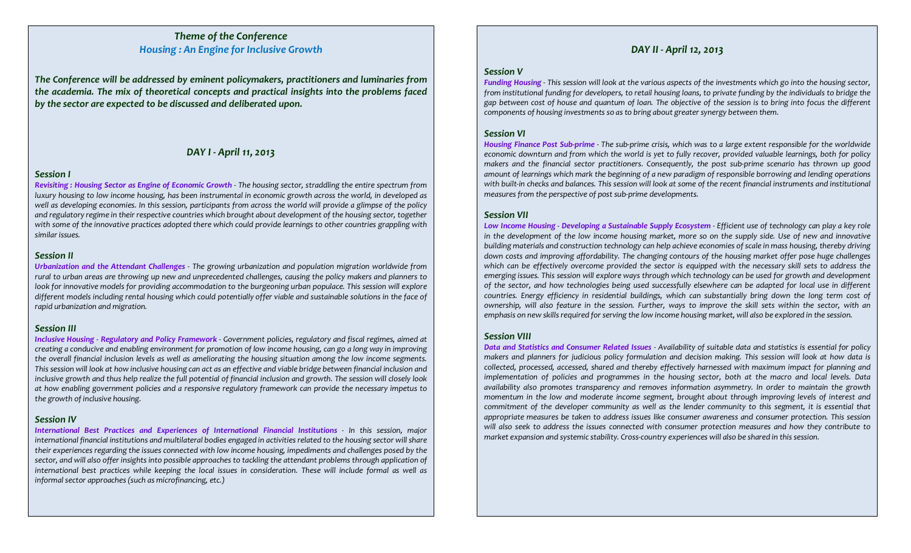## *Theme of the Conference*

## *Housing : An Engine for Inclusive Growth*

***The Conference will be addressed by eminent policymakers, practitioners and luminaries from the academia. The mix of theoretical concepts and practical insights into the problems faced by the sector are expected to be discussed and deliberated upon.***

## *DAY I - April 11, 2013*

### *Session I*

***Revisiting : Housing Sector as Engine of Economic Growth*** *- The housing sector, straddling the entire spectrum from luxury housing to low income housing, has been instrumental in economic growth across the world, in developed as well as developing economies. In this session, participants from across the world will provide a glimpse of the policy and regulatory regime in their respective countries which brought about development of the housing sector, together with some of the innovative practices adopted there which could provide learnings to other countries grappling with similar issues.*

### *Session II*

***Urbanization and the Attendant Challenges*** *- The growing urbanization and population migration worldwide from rural to urban areas are throwing up new and unprecedented challenges, causing the policy makers and planners to look for innovative models for providing accommodation to the burgeoning urban populace. This session will explore different models including rental housing which could potentially offer viable and sustainable solutions in the face of rapid urbanization and migration.*

### *Session III*

***Inclusive Housing - Regulatory and Policy Framework*** *- Government policies, regulatory and fiscal regimes, aimed at creating a conducive and enabling environment for promotion of low income housing, can go a long way in improving the overall financial inclusion levels as well as ameliorating the housing situation among the low income segments. This session will look at how inclusive housing can act as an effective and viable bridge between financial inclusion and inclusive growth and thus help realize the full potential of financial inclusion and growth. The session will closely look at how enabling government policies and a responsive regulatory framework can provide the necessary impetus to the growth of inclusive housing.*

### *Session IV*

***International Best Practices and Experiences of International Financial Institutions*** *- In this session, major international financial institutions and multilateral bodies engaged in activities related to the housing sector will share their experiences regarding the issues connected with low income housing, impediments and challenges posed by the sector, and will also offer insights into possible approaches to tackling the attendant problems through application of international best practices while keeping the local issues in consideration. These will include formal as well as informal sector approaches (such as microfinancing, etc.)*

## *DAY II - April 12, 2013*

### *Session V*

***Funding Housing*** *- This session will look at the various aspects of the investments which go into the housing sector, from institutional funding for developers, to retail housing loans, to private funding by the individuals to bridge the gap between cost of house and quantum of loan. The objective of the session is to bring into focus the different components of housing investments so as to bring about greater synergy between them.*

### *Session VI*

***Housing Finance Post Sub-prime*** *- The sub-prime crisis, which was to a large extent responsible for the worldwide economic downturn and from which the world is yet to fully recover, provided valuable learnings, both for policy makers and the financial sector practitioners. Consequently, the post sub-prime scenario has thrown up good amount of learnings which mark the beginning of a new paradigm of responsible borrowing and lending operations with built-in checks and balances. This session will look at some of the recent financial instruments and institutional measures from the perspective of post sub-prime developments.*

### *Session VII*

***Low Income Housing - Developing a Sustainable Supply Ecosystem*** *- Efficient use of technology can play a key role in the development of the low income housing market, more so on the supply side. Use of new and innovative building materials and construction technology can help achieve economies of scale in mass housing, thereby driving down costs and improving affordability. The changing contours of the housing market offer pose huge challenges which can be effectively overcome provided the sector is equipped with the necessary skill sets to address the emerging issues. This session will explore ways through which technology can be used for growth and development of the sector, and how technologies being used successfully elsewhere can be adapted for local use in different countries. Energy efficiency in residential buildings, which can substantially bring down the long term cost of ownership, will also feature in the session. Further, ways to improve the skill sets within the sector, with an emphasis on new skills required for serving the low income housing market, will also be explored in the session.*

### *Session VIII*

***Data and Statistics and Consumer Related Issues*** *- Availability of suitable data and statistics is essential for policy makers and planners for judicious policy formulation and decision making. This session will look at how data is collected, processed, accessed, shared and thereby effectively harnessed with maximum impact for planning and implementation of policies and programmes in the housing sector, both at the macro and local levels. Data availability also promotes transparency and removes information asymmetry. In order to maintain the growth momentum in the low and moderate income segment, brought about through improving levels of interest and commitment of the developer community as well as the lender community to this segment, it is essential that appropriate measures be taken to address issues like consumer awareness and consumer protection. This session will also seek to address the issues connected with consumer protection measures and how they contribute to market expansion and systemic stability. Cross-country experiences will also be shared in this session.*